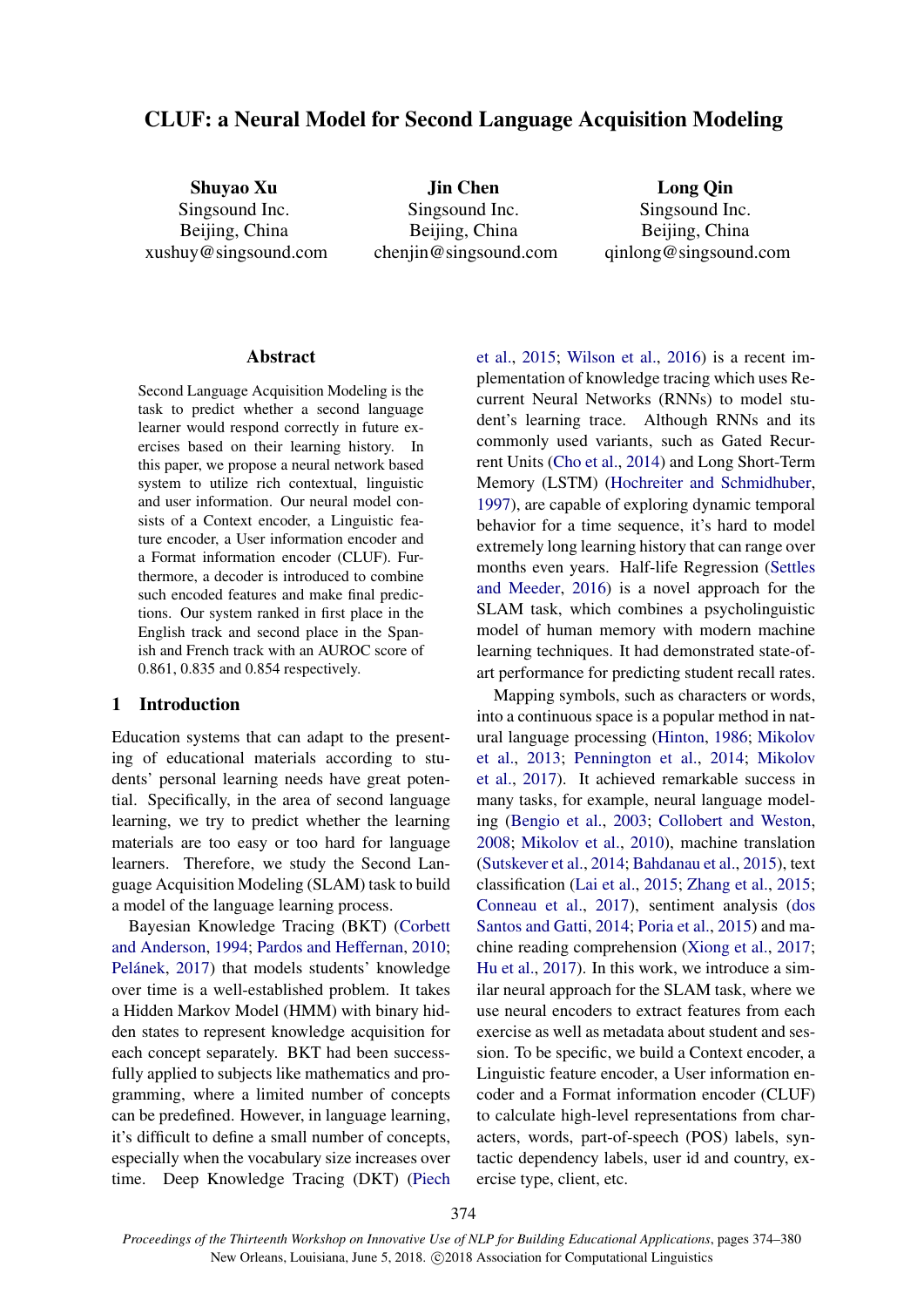# CLUF: a Neural Model for Second Language Acquisition Modeling

**Shuyao Xu**
Singsound Inc.
Beijing, China
xushuy@singsound.com

**Jin Chen**
Singsound Inc.
Beijing, China
chenjin@singsound.com

**Long Qin**
Singsound Inc.
Beijing, China
qinlong@singsound.com

## Abstract

Second Language Acquisition Modeling is the task to predict whether a second language learner would respond correctly in future exercises based on their learning history. In this paper, we propose a neural network based system to utilize rich contextual, linguistic and user information. Our neural model consists of a Context encoder, a Linguistic feature encoder, a User information encoder and a Format information encoder (CLUF). Furthermore, a decoder is introduced to combine such encoded features and make final predictions. Our system ranked in first place in the English track and second place in the Spanish and French track with an AUROC score of 0.861, 0.835 and 0.854 respectively.

## 1 Introduction

Education systems that can adapt to the presenting of educational materials according to students' personal learning needs have great potential. Specifically, in the area of second language learning, we try to predict whether the learning materials are too easy or too hard for language learners. Therefore, we study the Second Language Acquisition Modeling (SLAM) task to build a model of the language learning process.

Bayesian Knowledge Tracing (BKT) (Corbett and Anderson, 1994; Pardos and Heffernan, 2010; Pelánek, 2017) that models students' knowledge over time is a well-established problem. It takes a Hidden Markov Model (HMM) with binary hidden states to represent knowledge acquisition for each concept separately. BKT had been successfully applied to subjects like mathematics and programming, where a limited number of concepts can be predefined. However, in language learning, it's difficult to define a small number of concepts, especially when the vocabulary size increases over time. Deep Knowledge Tracing (DKT) (Piech et al., 2015; Wilson et al., 2016) is a recent implementation of knowledge tracing which uses Recurrent Neural Networks (RNNs) to model student's learning trace. Although RNNs and its commonly used variants, such as Gated Recurrent Units (Cho et al., 2014) and Long Short-Term Memory (LSTM) (Hochreiter and Schmidhuber, 1997), are capable of exploring dynamic temporal behavior for a time sequence, it's hard to model extremely long learning history that can range over months even years. Half-life Regression (Settles and Meeder, 2016) is a novel approach for the SLAM task, which combines a psycholinguistic model of human memory with modern machine learning techniques. It had demonstrated state-of-art performance for predicting student recall rates.

Mapping symbols, such as characters or words, into a continuous space is a popular method in natural language processing (Hinton, 1986; Mikolov et al., 2013; Pennington et al., 2014; Mikolov et al., 2017). It achieved remarkable success in many tasks, for example, neural language modeling (Bengio et al., 2003; Collobert and Weston, 2008; Mikolov et al., 2010), machine translation (Sutskever et al., 2014; Bahdanau et al., 2015), text classification (Lai et al., 2015; Zhang et al., 2015; Conneau et al., 2017), sentiment analysis (dos Santos and Gatti, 2014; Poria et al., 2015) and machine reading comprehension (Xiong et al., 2017; Hu et al., 2017). In this work, we introduce a similar neural approach for the SLAM task, where we use neural encoders to extract features from each exercise as well as metadata about student and session. To be specific, we build a Context encoder, a Linguistic feature encoder, a User information encoder and a Format information encoder (CLUF) to calculate high-level representations from characters, words, part-of-speech (POS) labels, syntactic dependency labels, user id and country, exercise type, client, etc.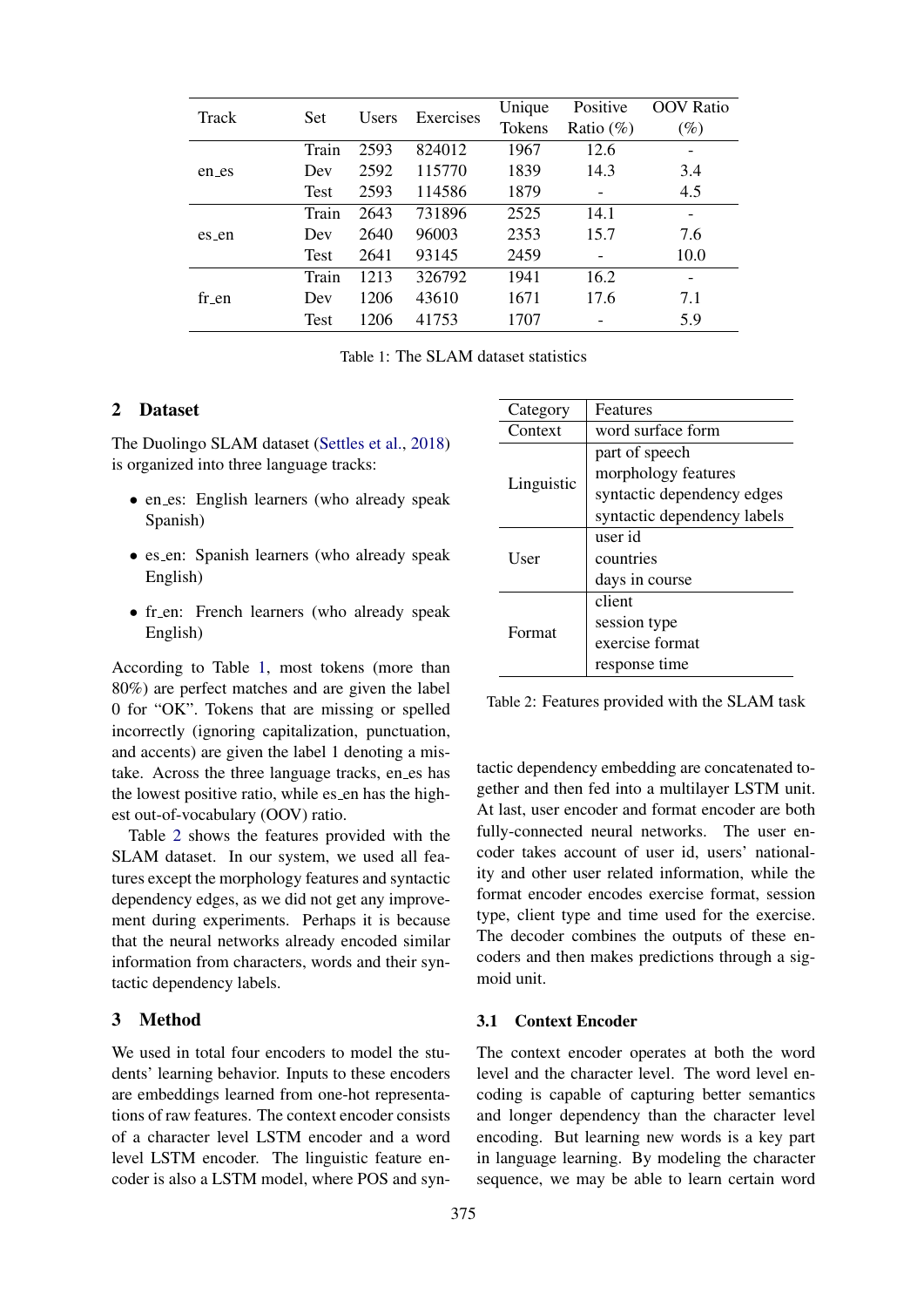| Track | Set | Users | Exercises | Unique Tokens | Positive Ratio (%) | OOV Ratio (%) |
|---|---|---|---|---|---|---|
| en_es | Train | 2593 | 824012 | 1967 | 12.6 | - |
| | Dev | 2592 | 115770 | 1839 | 14.3 | 3.4 |
| | Test | 2593 | 114586 | 1879 | - | 4.5 |
| es_en | Train | 2643 | 731896 | 2525 | 14.1 | - |
| | Dev | 2640 | 96003 | 2353 | 15.7 | 7.6 |
| | Test | 2641 | 93145 | 2459 | - | 10.0 |
| fr_en | Train | 1213 | 326792 | 1941 | 16.2 | - |
| | Dev | 1206 | 43610 | 1671 | 17.6 | 7.1 |
| | Test | 1206 | 41753 | 1707 | - | 5.9 |

Table 1: The SLAM dataset statistics

## 2 Dataset

The Duolingo SLAM dataset (Settles et al., 2018) is organized into three language tracks:

- en_es: English learners (who already speak Spanish)
- es_en: Spanish learners (who already speak English)
- fr_en: French learners (who already speak English)

According to Table 1, most tokens (more than 80%) are perfect matches and are given the label 0 for "OK". Tokens that are missing or spelled incorrectly (ignoring capitalization, punctuation, and accents) are given the label 1 denoting a mistake. Across the three language tracks, en_es has the lowest positive ratio, while es_en has the highest out-of-vocabulary (OOV) ratio.

Table 2 shows the features provided with the SLAM dataset. In our system, we used all features except the morphology features and syntactic dependency edges, as we did not get any improvement during experiments. Perhaps it is because that the neural networks already encoded similar information from characters, words and their syntactic dependency labels.

| Category | Features |
|---|---|
| Context | word surface form |
| Linguistic | part of speech |
| | morphology features |
| | syntactic dependency edges |
| | syntactic dependency labels |
| User | user id |
| | countries |
| | days in course |
| Format | client |
| | session type |
| | exercise format |
| | response time |

Table 2: Features provided with the SLAM task

## 3 Method

We used in total four encoders to model the students' learning behavior. Inputs to these encoders are embeddings learned from one-hot representations of raw features. The context encoder consists of a character level LSTM encoder and a word level LSTM encoder. The linguistic feature encoder is also a LSTM model, where POS and syntactic dependency embedding are concatenated together and then fed into a multilayer LSTM unit. At last, user encoder and format encoder are both fully-connected neural networks. The user encoder takes account of user id, users' nationality and other user related information, while the format encoder encodes exercise format, session type, client type and time used for the exercise. The decoder combines the outputs of these encoders and then makes predictions through a sigmoid unit.

### 3.1 Context Encoder

The context encoder operates at both the word level and the character level. The word level encoding is capable of capturing better semantics and longer dependency than the character level encoding. But learning new words is a key part in language learning. By modeling the character sequence, we may be able to learn certain word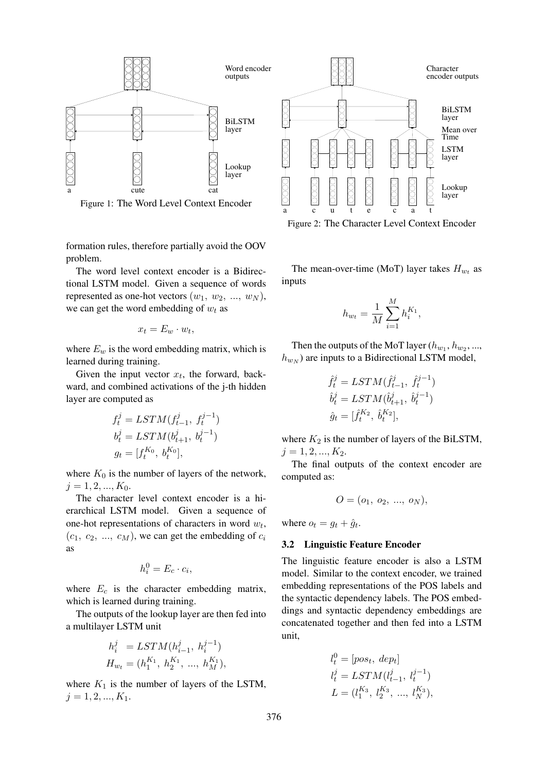Figure 1: The Word Level Context Encoder

Figure 2: The Character Level Context Encoder

formation rules, therefore partially avoid the OOV problem.

The word level context encoder is a Bidirectional LSTM model. Given a sequence of words represented as one-hot vectors ($w_1,\ w_2,\ ...,\ w_N$), we can get the word embedding of $w_t$ as

$$x_t = E_w \cdot w_t,$$

where $E_w$ is the word embedding matrix, which is learned during training.

Given the input vector $x_t$, the forward, backward, and combined activations of the j-th hidden layer are computed as

$$\begin{aligned} f_t^j &= LSTM(f_{t-1}^j,\ f_t^{j-1}) \\ b_t^j &= LSTM(b_{t+1}^j,\ b_t^{j-1}) \\ g_t &= [f_t^{K_0},\ b_t^{K_0}], \end{aligned}$$

where $K_0$ is the number of layers of the network, $j = 1, 2, ..., K_0$.

The character level context encoder is a hierarchical LSTM model. Given a sequence of one-hot representations of characters in word $w_t$, ($c_1,\ c_2,\ ...,\ c_M$), we can get the embedding of $c_i$ as

$$h_i^0 = E_c \cdot c_i,$$

where $E_c$ is the character embedding matrix, which is learned during training.

The outputs of the lookup layer are then fed into a multilayer LSTM unit

$$\begin{aligned} h_i^j &= LSTM(h_{i-1}^j,\ h_i^{j-1}) \\ H_{w_t} &= (h_1^{K_1},\ h_2^{K_1},\ ...,\ h_M^{K_1}), \end{aligned}$$

where $K_1$ is the number of layers of the LSTM, $j = 1, 2, ..., K_1$.

The mean-over-time (MoT) layer takes $H_{w_t}$ as inputs

$$h_{w_t} = \frac{1}{M}\sum_{i=1}^{M} h_i^{K_1},$$

Then the outputs of the MoT layer ($h_{w_1}, h_{w_2}, ..., h_{w_N}$) are inputs to a Bidirectional LSTM model,

$$\begin{aligned} \hat{f}_t^j &= LSTM(\hat{f}_{t-1}^j,\ \hat{f}_t^{j-1}) \\ \hat{b}_t^j &= LSTM(\hat{b}_{t+1}^j,\ \hat{b}_t^{j-1}) \\ \hat{g}_t &= [\hat{f}_t^{K_2},\ \hat{b}_t^{K_2}], \end{aligned}$$

where $K_2$ is the number of layers of the BiLSTM, $j = 1, 2, ..., K_2$.

The final outputs of the context encoder are computed as:

$$O = (o_1,\ o_2,\ ...,\ o_N),$$

where $o_t = g_t + \hat{g}_t$.

### 3.2 Linguistic Feature Encoder

The linguistic feature encoder is also a LSTM model. Similar to the context encoder, we trained embedding representations of the POS labels and the syntactic dependency labels. The POS embeddings and syntactic dependency embeddings are concatenated together and then fed into a LSTM unit,

$$\begin{aligned} l_t^0 &= [pos_t,\ dep_t] \\ l_t^j &= LSTM(l_{t-1}^j,\ l_t^{j-1}) \\ L &= (l_1^{K_3},\ l_2^{K_3},\ ...,\ l_N^{K_3}), \end{aligned}$$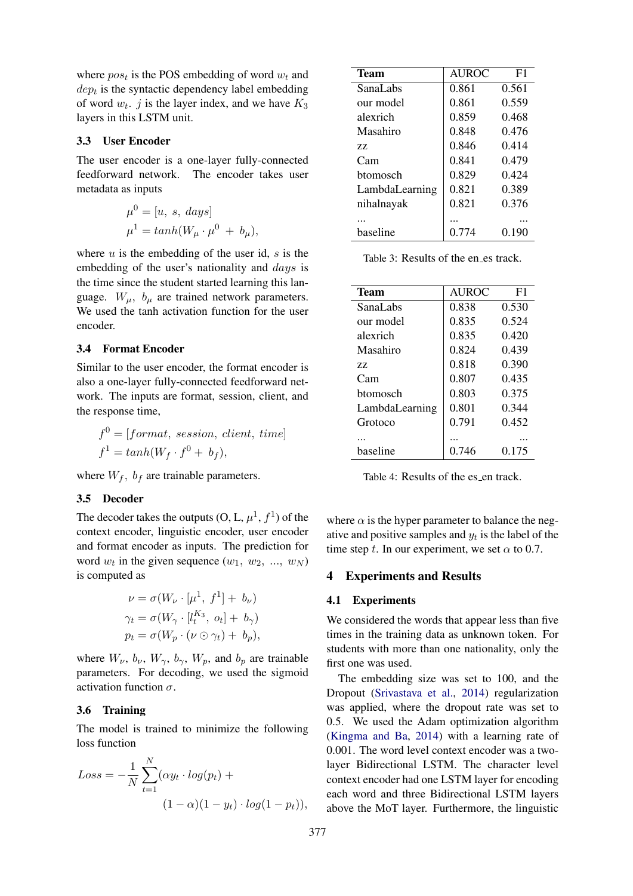where $pos_t$ is the POS embedding of word $w_t$ and $dep_t$ is the syntactic dependency label embedding of word $w_t$. $j$ is the layer index, and we have $K_3$ layers in this LSTM unit.

### 3.3 User Encoder

The user encoder is a one-layer fully-connected feedforward network. The encoder takes user metadata as inputs

$$\mu^0 = [u,\ s,\ days]$$
$$\mu^1 = tanh(W_\mu \cdot \mu^0 \ +\ b_\mu),$$

where $u$ is the embedding of the user id, $s$ is the embedding of the user's nationality and $days$ is the time since the student started learning this language. $W_\mu,\ b_\mu$ are trained network parameters. We used the tanh activation function for the user encoder.

### 3.4 Format Encoder

Similar to the user encoder, the format encoder is also a one-layer fully-connected feedforward network. The inputs are format, session, client, and the response time,

$$f^0 = [format,\ session,\ client,\ time]$$
$$f^1 = tanh(W_f \cdot f^0 +\ b_f),$$

where $W_f,\ b_f$ are trainable parameters.

### 3.5 Decoder

The decoder takes the outputs (O, L, $\mu^1$, $f^1$) of the context encoder, linguistic encoder, user encoder and format encoder as inputs. The prediction for word $w_t$ in the given sequence ($w_1,\ w_2,\ ...,\ w_N$) is computed as

$$\nu = \sigma(W_\nu \cdot [\mu^1,\ f^1] +\ b_\nu)$$
$$\gamma_t = \sigma(W_\gamma \cdot [l_t^{K_3},\ o_t] +\ b_\gamma)$$
$$p_t = \sigma(W_p \cdot (\nu \odot \gamma_t) +\ b_p),$$

where $W_\nu$, $b_\nu$, $W_\gamma$, $b_\gamma$, $W_p$, and $b_p$ are trainable parameters. For decoding, we used the sigmoid activation function $\sigma$.

### 3.6 Training

The model is trained to minimize the following loss function

$$Loss = -\frac{1}{N}\sum_{t=1}^{N}(\alpha y_t \cdot log(p_t) + (1-\alpha)(1-y_t) \cdot log(1-p_t)),$$

where $\alpha$ is the hyper parameter to balance the negative and positive samples and $y_t$ is the label of the time step $t$. In our experiment, we set $\alpha$ to 0.7.

| Team | AUROC | F1 |
|---|---|---|
| SanaLabs | 0.861 | 0.561 |
| our model | 0.861 | 0.559 |
| alexrich | 0.859 | 0.468 |
| Masahiro | 0.848 | 0.476 |
| zz | 0.846 | 0.414 |
| Cam | 0.841 | 0.479 |
| btomosch | 0.829 | 0.424 |
| LambdaLearning | 0.821 | 0.389 |
| nihalnayak | 0.821 | 0.376 |
| ... | ... | ... |
| baseline | 0.774 | 0.190 |

Table 3: Results of the en_es track.

| Team | AUROC | F1 |
|---|---|---|
| SanaLabs | 0.838 | 0.530 |
| our model | 0.835 | 0.524 |
| alexrich | 0.835 | 0.420 |
| Masahiro | 0.824 | 0.439 |
| zz | 0.818 | 0.390 |
| Cam | 0.807 | 0.435 |
| btomosch | 0.803 | 0.375 |
| LambdaLearning | 0.801 | 0.344 |
| Grotoco | 0.791 | 0.452 |
| ... | ... | ... |
| baseline | 0.746 | 0.175 |

Table 4: Results of the es_en track.

## 4 Experiments and Results

### 4.1 Experiments

We considered the words that appear less than five times in the training data as unknown token. For students with more than one nationality, only the first one was used.

The embedding size was set to 100, and the Dropout (Srivastava et al., 2014) regularization was applied, where the dropout rate was set to 0.5. We used the Adam optimization algorithm (Kingma and Ba, 2014) with a learning rate of 0.001. The word level context encoder was a two-layer Bidirectional LSTM. The character level context encoder had one LSTM layer for encoding each word and three Bidirectional LSTM layers above the MoT layer. Furthermore, the linguistic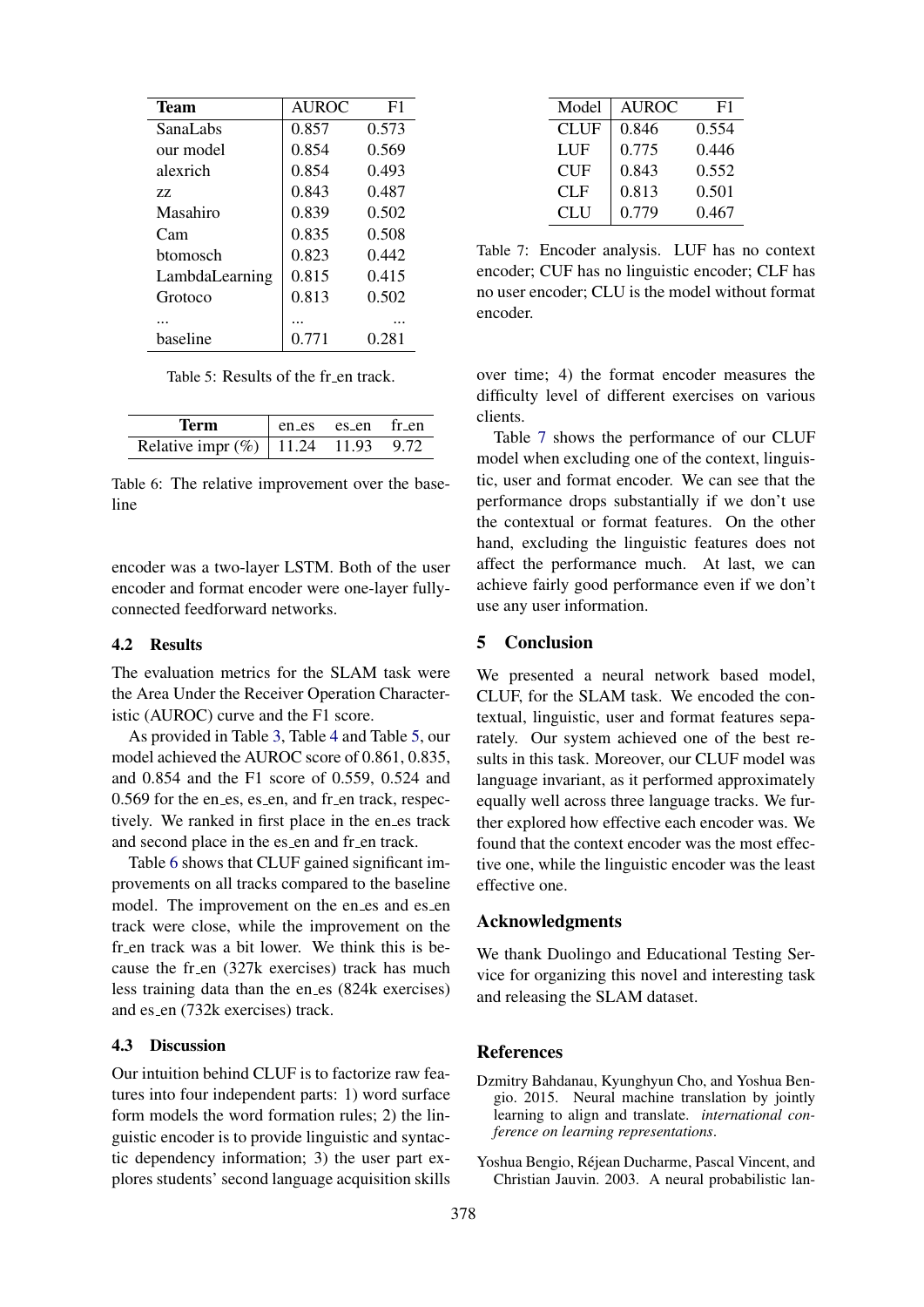| Team | AUROC | F1 |
|---|---|---|
| SanaLabs | 0.857 | 0.573 |
| our model | 0.854 | 0.569 |
| alexrich | 0.854 | 0.493 |
| zz | 0.843 | 0.487 |
| Masahiro | 0.839 | 0.502 |
| Cam | 0.835 | 0.508 |
| btomosch | 0.823 | 0.442 |
| LambdaLearning | 0.815 | 0.415 |
| Grotoco | 0.813 | 0.502 |
| ... | ... | ... |
| baseline | 0.771 | 0.281 |

Table 5: Results of the fr_en track.

| Term | en_es | es_en | fr_en |
|---|---|---|---|
| Relative impr (%) | 11.24 | 11.93 | 9.72 |

Table 6: The relative improvement over the baseline

encoder was a two-layer LSTM. Both of the user encoder and format encoder were one-layer fully-connected feedforward networks.

### 4.2 Results

The evaluation metrics for the SLAM task were the Area Under the Receiver Operation Characteristic (AUROC) curve and the F1 score.

As provided in Table 3, Table 4 and Table 5, our model achieved the AUROC score of 0.861, 0.835, and 0.854 and the F1 score of 0.559, 0.524 and 0.569 for the en_es, es_en, and fr_en track, respectively. We ranked in first place in the en_es track and second place in the es_en and fr_en track.

Table 6 shows that CLUF gained significant improvements on all tracks compared to the baseline model. The improvement on the en_es and es_en track were close, while the improvement on the fr_en track was a bit lower. We think this is because the fr_en (327k exercises) track has much less training data than the en_es (824k exercises) and es_en (732k exercises) track.

### 4.3 Discussion

Our intuition behind CLUF is to factorize raw features into four independent parts: 1) word surface form models the word formation rules; 2) the linguistic encoder is to provide linguistic and syntactic dependency information; 3) the user part explores students' second language acquisition skills over time; 4) the format encoder measures the difficulty level of different exercises on various clients.

| Model | AUROC | F1 |
|---|---|---|
| CLUF | 0.846 | 0.554 |
| LUF | 0.775 | 0.446 |
| CUF | 0.843 | 0.552 |
| CLF | 0.813 | 0.501 |
| CLU | 0.779 | 0.467 |

Table 7: Encoder analysis. LUF has no context encoder; CUF has no linguistic encoder; CLF has no user encoder; CLU is the model without format encoder.

Table 7 shows the performance of our CLUF model when excluding one of the context, linguistic, user and format encoder. We can see that the performance drops substantially if we don't use the contextual or format features. On the other hand, excluding the linguistic features does not affect the performance much. At last, we can achieve fairly good performance even if we don't use any user information.

## 5 Conclusion

We presented a neural network based model, CLUF, for the SLAM task. We encoded the contextual, linguistic, user and format features separately. Our system achieved one of the best results in this task. Moreover, our CLUF model was language invariant, as it performed approximately equally well across three language tracks. We further explored how effective each encoder was. We found that the context encoder was the most effective one, while the linguistic encoder was the least effective one.

## Acknowledgments

We thank Duolingo and Educational Testing Service for organizing this novel and interesting task and releasing the SLAM dataset.

## References

Dzmitry Bahdanau, Kyunghyun Cho, and Yoshua Bengio. 2015. Neural machine translation by jointly learning to align and translate. *international conference on learning representations*.

Yoshua Bengio, Réjean Ducharme, Pascal Vincent, and Christian Jauvin. 2003. A neural probabilistic lan-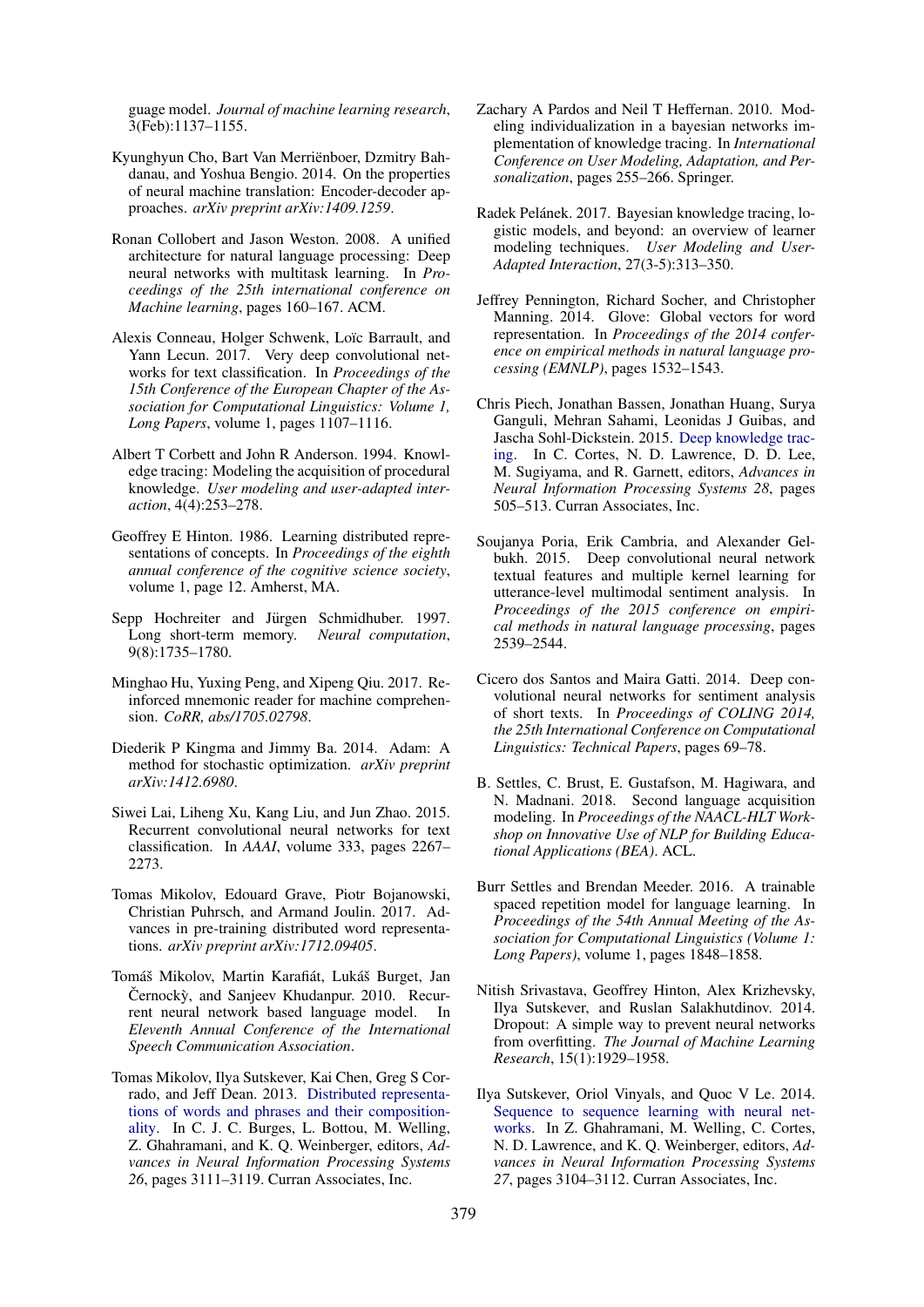guage model. *Journal of machine learning research*, 3(Feb):1137–1155.

Kyunghyun Cho, Bart Van Merriënboer, Dzmitry Bahdanau, and Yoshua Bengio. 2014. On the properties of neural machine translation: Encoder-decoder approaches. *arXiv preprint arXiv:1409.1259*.

Ronan Collobert and Jason Weston. 2008. A unified architecture for natural language processing: Deep neural networks with multitask learning. In *Proceedings of the 25th international conference on Machine learning*, pages 160–167. ACM.

Alexis Conneau, Holger Schwenk, Loïc Barrault, and Yann Lecun. 2017. Very deep convolutional networks for text classification. In *Proceedings of the 15th Conference of the European Chapter of the Association for Computational Linguistics: Volume 1, Long Papers*, volume 1, pages 1107–1116.

Albert T Corbett and John R Anderson. 1994. Knowledge tracing: Modeling the acquisition of procedural knowledge. *User modeling and user-adapted interaction*, 4(4):253–278.

Geoffrey E Hinton. 1986. Learning distributed representations of concepts. In *Proceedings of the eighth annual conference of the cognitive science society*, volume 1, page 12. Amherst, MA.

Sepp Hochreiter and Jürgen Schmidhuber. 1997. Long short-term memory. *Neural computation*, 9(8):1735–1780.

Minghao Hu, Yuxing Peng, and Xipeng Qiu. 2017. Reinforced mnemonic reader for machine comprehension. *CoRR, abs/1705.02798*.

Diederik P Kingma and Jimmy Ba. 2014. Adam: A method for stochastic optimization. *arXiv preprint arXiv:1412.6980*.

Siwei Lai, Liheng Xu, Kang Liu, and Jun Zhao. 2015. Recurrent convolutional neural networks for text classification. In *AAAI*, volume 333, pages 2267–2273.

Tomas Mikolov, Edouard Grave, Piotr Bojanowski, Christian Puhrsch, and Armand Joulin. 2017. Advances in pre-training distributed word representations. *arXiv preprint arXiv:1712.09405*.

Tomáš Mikolov, Martin Karafiát, Lukáš Burget, Jan Černockỳ, and Sanjeev Khudanpur. 2010. Recurrent neural network based language model. In *Eleventh Annual Conference of the International Speech Communication Association*.

Tomas Mikolov, Ilya Sutskever, Kai Chen, Greg S Corrado, and Jeff Dean. 2013. Distributed representations of words and phrases and their compositionality. In C. J. C. Burges, L. Bottou, M. Welling, Z. Ghahramani, and K. Q. Weinberger, editors, *Advances in Neural Information Processing Systems 26*, pages 3111–3119. Curran Associates, Inc.

Zachary A Pardos and Neil T Heffernan. 2010. Modeling individualization in a bayesian networks implementation of knowledge tracing. In *International Conference on User Modeling, Adaptation, and Personalization*, pages 255–266. Springer.

Radek Pelánek. 2017. Bayesian knowledge tracing, logistic models, and beyond: an overview of learner modeling techniques. *User Modeling and User-Adapted Interaction*, 27(3-5):313–350.

Jeffrey Pennington, Richard Socher, and Christopher Manning. 2014. Glove: Global vectors for word representation. In *Proceedings of the 2014 conference on empirical methods in natural language processing (EMNLP)*, pages 1532–1543.

Chris Piech, Jonathan Bassen, Jonathan Huang, Surya Ganguli, Mehran Sahami, Leonidas J Guibas, and Jascha Sohl-Dickstein. 2015. Deep knowledge tracing. In C. Cortes, N. D. Lawrence, D. D. Lee, M. Sugiyama, and R. Garnett, editors, *Advances in Neural Information Processing Systems 28*, pages 505–513. Curran Associates, Inc.

Soujanya Poria, Erik Cambria, and Alexander Gelbukh. 2015. Deep convolutional neural network textual features and multiple kernel learning for utterance-level multimodal sentiment analysis. In *Proceedings of the 2015 conference on empirical methods in natural language processing*, pages 2539–2544.

Cicero dos Santos and Maira Gatti. 2014. Deep convolutional neural networks for sentiment analysis of short texts. In *Proceedings of COLING 2014, the 25th International Conference on Computational Linguistics: Technical Papers*, pages 69–78.

B. Settles, C. Brust, E. Gustafson, M. Hagiwara, and N. Madnani. 2018. Second language acquisition modeling. In *Proceedings of the NAACL-HLT Workshop on Innovative Use of NLP for Building Educational Applications (BEA)*. ACL.

Burr Settles and Brendan Meeder. 2016. A trainable spaced repetition model for language learning. In *Proceedings of the 54th Annual Meeting of the Association for Computational Linguistics (Volume 1: Long Papers)*, volume 1, pages 1848–1858.

Nitish Srivastava, Geoffrey Hinton, Alex Krizhevsky, Ilya Sutskever, and Ruslan Salakhutdinov. 2014. Dropout: A simple way to prevent neural networks from overfitting. *The Journal of Machine Learning Research*, 15(1):1929–1958.

Ilya Sutskever, Oriol Vinyals, and Quoc V Le. 2014. Sequence to sequence learning with neural networks. In Z. Ghahramani, M. Welling, C. Cortes, N. D. Lawrence, and K. Q. Weinberger, editors, *Advances in Neural Information Processing Systems 27*, pages 3104–3112. Curran Associates, Inc.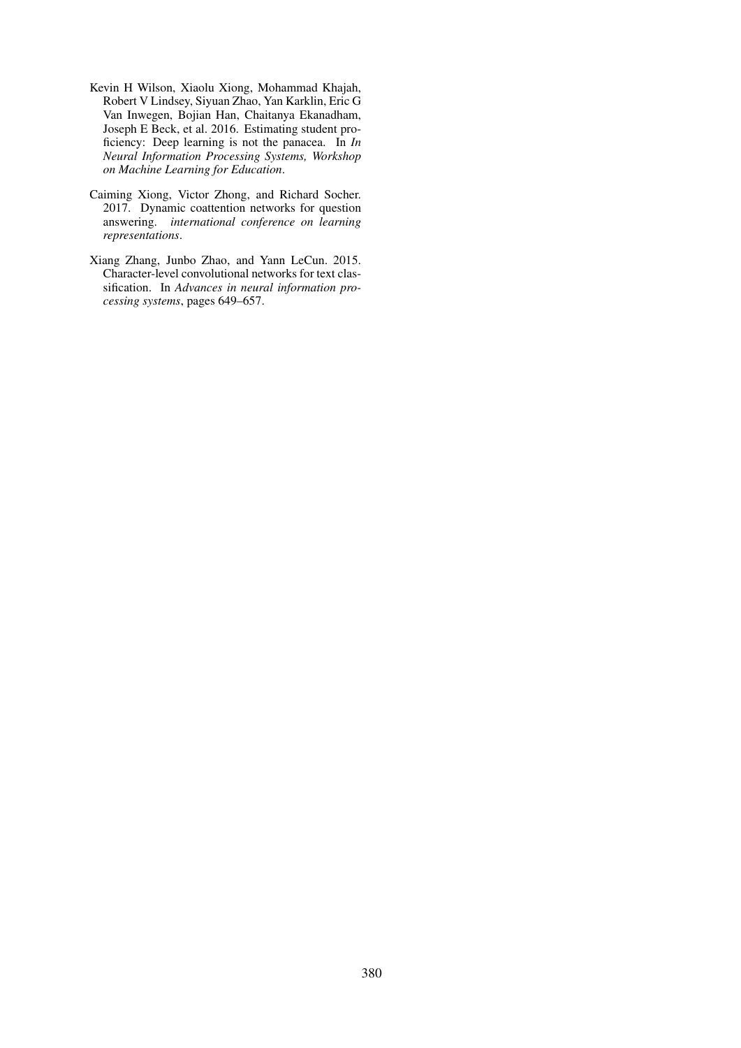Kevin H Wilson, Xiaolu Xiong, Mohammad Khajah, Robert V Lindsey, Siyuan Zhao, Yan Karklin, Eric G Van Inwegen, Bojian Han, Chaitanya Ekanadham, Joseph E Beck, et al. 2016. Estimating student proficiency: Deep learning is not the panacea. In *In Neural Information Processing Systems, Workshop on Machine Learning for Education*.

Caiming Xiong, Victor Zhong, and Richard Socher. 2017. Dynamic coattention networks for question answering. *international conference on learning representations*.

Xiang Zhang, Junbo Zhao, and Yann LeCun. 2015. Character-level convolutional networks for text classification. In *Advances in neural information processing systems*, pages 649–657.